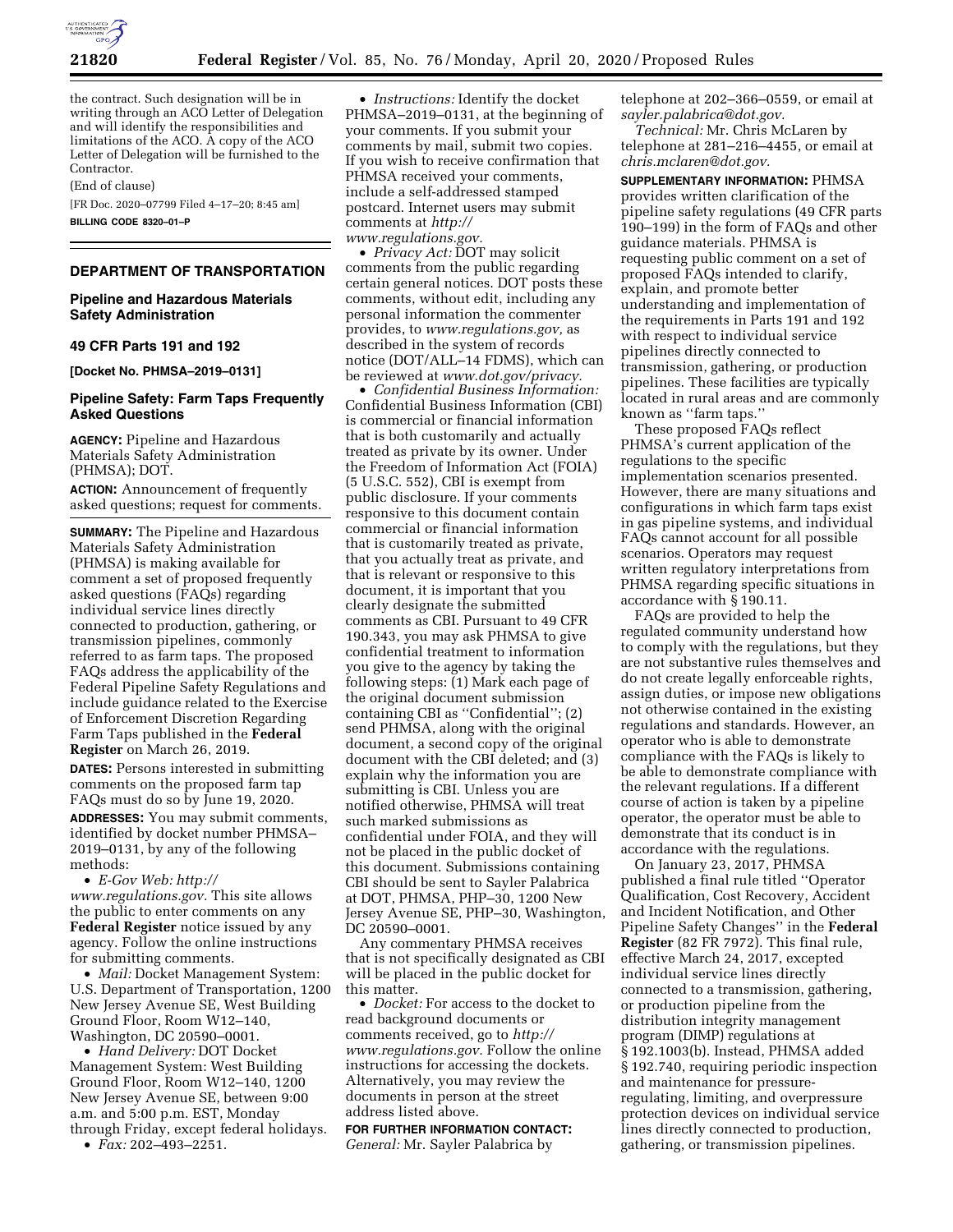the contract. Such designation will be in writing through an ACO Letter of Delegation and will identify the responsibilities and limitations of the ACO. A copy of the ACO Letter of Delegation will be furnished to the Contractor.

(End of clause)

[FR Doc. 2020–07799 Filed 4–17–20; 8:45 am]

**BILLING CODE 8320–01–P**

---

## DEPARTMENT OF TRANSPORTATION

### Pipeline and Hazardous Materials Safety Administration

### 49 CFR Parts 191 and 192

**[Docket No. PHMSA–2019–0131]**

### Pipeline Safety: Farm Taps Frequently Asked Questions

**AGENCY:** Pipeline and Hazardous Materials Safety Administration (PHMSA); DOT.

**ACTION:** Announcement of frequently asked questions; request for comments.

**SUMMARY:** The Pipeline and Hazardous Materials Safety Administration (PHMSA) is making available for comment a set of proposed frequently asked questions (FAQs) regarding individual service lines directly connected to production, gathering, or transmission pipelines, commonly referred to as farm taps. The proposed FAQs address the applicability of the Federal Pipeline Safety Regulations and include guidance related to the Exercise of Enforcement Discretion Regarding Farm Taps published in the **Federal Register** on March 26, 2019.

**DATES:** Persons interested in submitting comments on the proposed farm tap FAQs must do so by June 19, 2020.

**ADDRESSES:** You may submit comments, identified by docket number PHMSA–2019–0131, by any of the following methods:

- *E-Gov Web: http://www.regulations.gov.* This site allows the public to enter comments on any **Federal Register** notice issued by any agency. Follow the online instructions for submitting comments.
- *Mail:* Docket Management System: U.S. Department of Transportation, 1200 New Jersey Avenue SE, West Building Ground Floor, Room W12–140, Washington, DC 20590–0001.
- *Hand Delivery:* DOT Docket Management System: West Building Ground Floor, Room W12–140, 1200 New Jersey Avenue SE, between 9:00 a.m. and 5:00 p.m. EST, Monday through Friday, except federal holidays.
- *Fax:* 202–493–2251.
- *Instructions:* Identify the docket PHMSA–2019–0131, at the beginning of your comments. If you submit your comments by mail, submit two copies. If you wish to receive confirmation that PHMSA received your comments, include a self-addressed stamped postcard. Internet users may submit comments at *http://www.regulations.gov.*
- *Privacy Act:* DOT may solicit comments from the public regarding certain general notices. DOT posts these comments, without edit, including any personal information the commenter provides, to *www.regulations.gov,* as described in the system of records notice (DOT/ALL–14 FDMS), which can be reviewed at *www.dot.gov/privacy.*
- *Confidential Business Information:* Confidential Business Information (CBI) is commercial or financial information that is both customarily and actually treated as private by its owner. Under the Freedom of Information Act (FOIA) (5 U.S.C. 552), CBI is exempt from public disclosure. If your comments responsive to this document contain commercial or financial information that is customarily treated as private, that you actually treat as private, and that is relevant or responsive to this document, it is important that you clearly designate the submitted comments as CBI. Pursuant to 49 CFR 190.343, you may ask PHMSA to give confidential treatment to information you give to the agency by taking the following steps: (1) Mark each page of the original document submission containing CBI as ''Confidential''; (2) send PHMSA, along with the original document, a second copy of the original document with the CBI deleted; and (3) explain why the information you are submitting is CBI. Unless you are notified otherwise, PHMSA will treat such marked submissions as confidential under FOIA, and they will not be placed in the public docket of this document. Submissions containing CBI should be sent to Sayler Palabrica at DOT, PHMSA, PHP–30, 1200 New Jersey Avenue SE, PHP–30, Washington, DC 20590–0001.

Any commentary PHMSA receives that is not specifically designated as CBI will be placed in the public docket for this matter.

- *Docket:* For access to the docket to read background documents or comments received, go to *http://www.regulations.gov.* Follow the online instructions for accessing the dockets. Alternatively, you may review the documents in person at the street address listed above.

**FOR FURTHER INFORMATION CONTACT:** *General:* Mr. Sayler Palabrica by telephone at 202–366–0559, or email at *sayler.palabrica@dot.gov.*

*Technical:* Mr. Chris McLaren by telephone at 281–216–4455, or email at *chris.mclaren@dot.gov.*

**SUPPLEMENTARY INFORMATION:** PHMSA provides written clarification of the pipeline safety regulations (49 CFR parts 190–199) in the form of FAQs and other guidance materials. PHMSA is requesting public comment on a set of proposed FAQs intended to clarify, explain, and promote better understanding and implementation of the requirements in Parts 191 and 192 with respect to individual service pipelines directly connected to transmission, gathering, or production pipelines. These facilities are typically located in rural areas and are commonly known as ''farm taps.''

These proposed FAQs reflect PHMSA's current application of the regulations to the specific implementation scenarios presented. However, there are many situations and configurations in which farm taps exist in gas pipeline systems, and individual FAQs cannot account for all possible scenarios. Operators may request written regulatory interpretations from PHMSA regarding specific situations in accordance with § 190.11.

FAQs are provided to help the regulated community understand how to comply with the regulations, but they are not substantive rules themselves and do not create legally enforceable rights, assign duties, or impose new obligations not otherwise contained in the existing regulations and standards. However, an operator who is able to demonstrate compliance with the FAQs is likely to be able to demonstrate compliance with the relevant regulations. If a different course of action is taken by a pipeline operator, the operator must be able to demonstrate that its conduct is in accordance with the regulations.

On January 23, 2017, PHMSA published a final rule titled ''Operator Qualification, Cost Recovery, Accident and Incident Notification, and Other Pipeline Safety Changes'' in the **Federal Register** (82 FR 7972). This final rule, effective March 24, 2017, excepted individual service lines directly connected to a transmission, gathering, or production pipeline from the distribution integrity management program (DIMP) regulations at § 192.1003(b). Instead, PHMSA added § 192.740, requiring periodic inspection and maintenance for pressure-regulating, limiting, and overpressure protection devices on individual service lines directly connected to production, gathering, or transmission pipelines.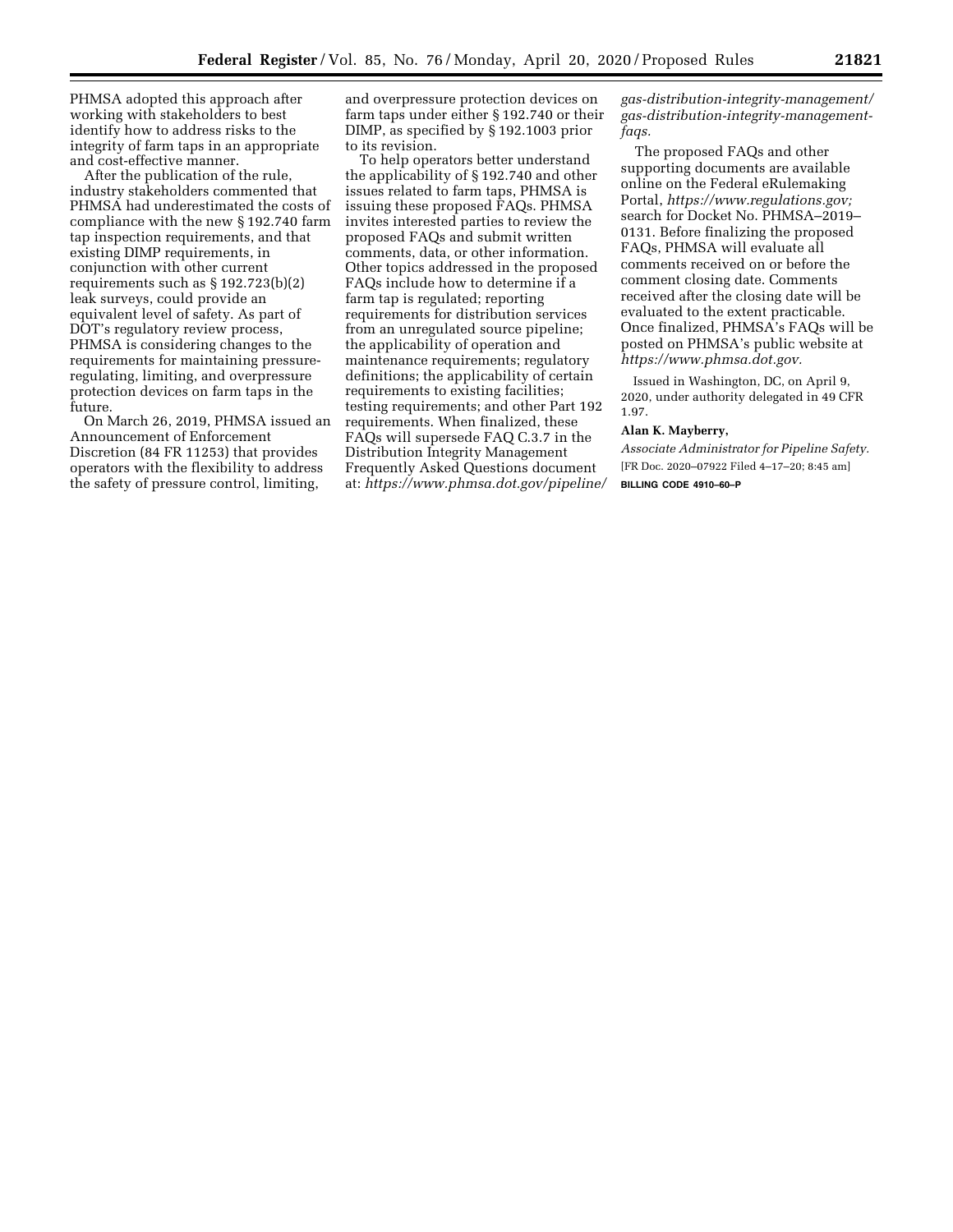PHMSA adopted this approach after working with stakeholders to best identify how to address risks to the integrity of farm taps in an appropriate and cost-effective manner.

After the publication of the rule, industry stakeholders commented that PHMSA had underestimated the costs of compliance with the new § 192.740 farm tap inspection requirements, and that existing DIMP requirements, in conjunction with other current requirements such as § 192.723(b)(2) leak surveys, could provide an equivalent level of safety. As part of DOT's regulatory review process, PHMSA is considering changes to the requirements for maintaining pressure-regulating, limiting, and overpressure protection devices on farm taps in the future.

On March 26, 2019, PHMSA issued an Announcement of Enforcement Discretion (84 FR 11253) that provides operators with the flexibility to address the safety of pressure control, limiting, and overpressure protection devices on farm taps under either § 192.740 or their DIMP, as specified by § 192.1003 prior to its revision.

To help operators better understand the applicability of § 192.740 and other issues related to farm taps, PHMSA is issuing these proposed FAQs. PHMSA invites interested parties to review the proposed FAQs and submit written comments, data, or other information. Other topics addressed in the proposed FAQs include how to determine if a farm tap is regulated; reporting requirements for distribution services from an unregulated source pipeline; the applicability of operation and maintenance requirements; regulatory definitions; the applicability of certain requirements to existing facilities; testing requirements; and other Part 192 requirements. When finalized, these FAQs will supersede FAQ C.3.7 in the Distribution Integrity Management Frequently Asked Questions document at: *https://www.phmsa.dot.gov/pipeline/gas-distribution-integrity-management/gas-distribution-integrity-management-faqs.*

The proposed FAQs and other supporting documents are available online on the Federal eRulemaking Portal, *https://www.regulations.gov;* search for Docket No. PHMSA–2019–0131. Before finalizing the proposed FAQs, PHMSA will evaluate all comments received on or before the comment closing date. Comments received after the closing date will be evaluated to the extent practicable. Once finalized, PHMSA's FAQs will be posted on PHMSA's public website at *https://www.phmsa.dot.gov.*

Issued in Washington, DC, on April 9, 2020, under authority delegated in 49 CFR 1.97.

**Alan K. Mayberry,**

*Associate Administrator for Pipeline Safety.*

[FR Doc. 2020–07922 Filed 4–17–20; 8:45 am]

**BILLING CODE 4910–60–P**